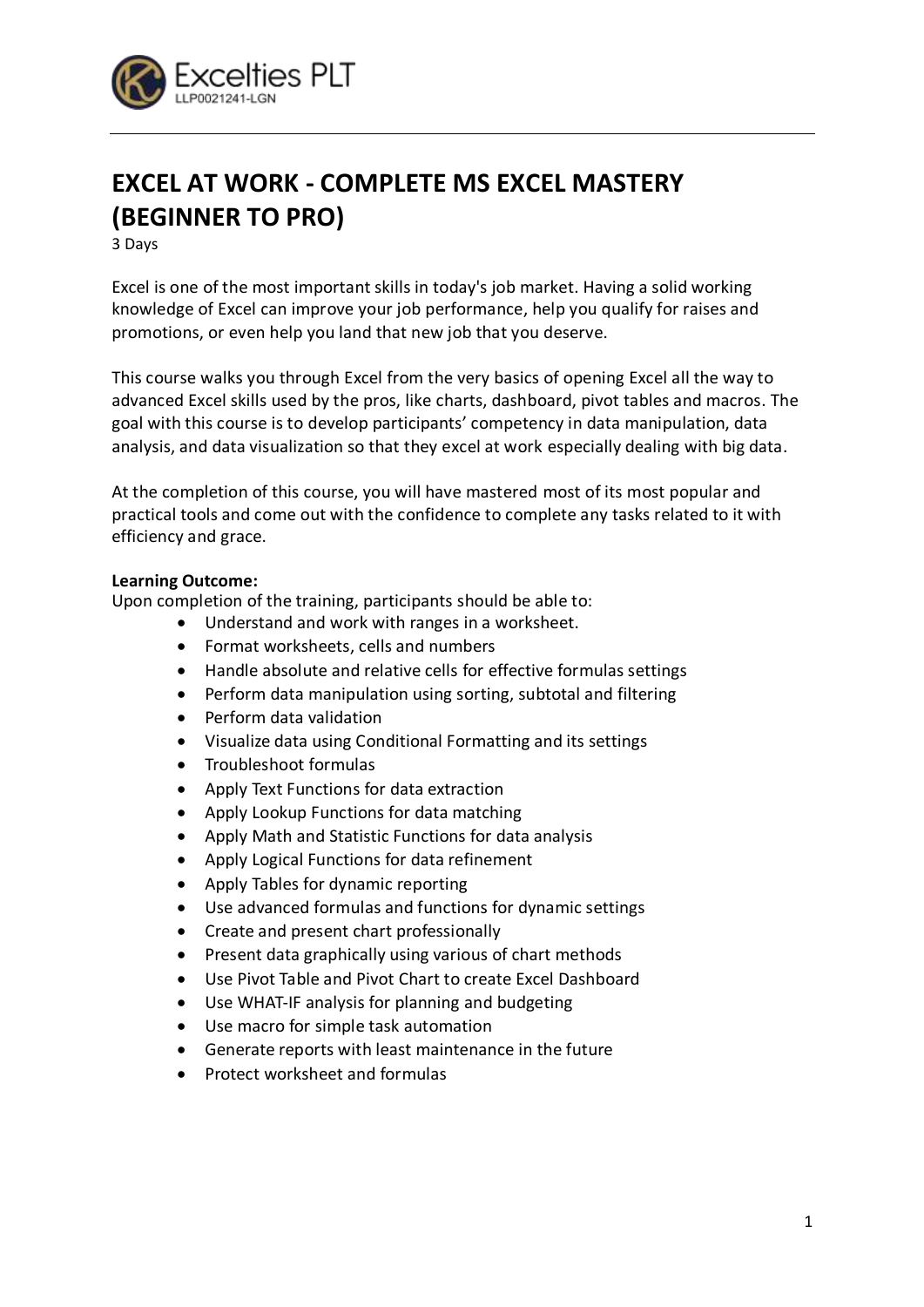Excelties PLT
LLP0021241-LGN

# EXCEL AT WORK - COMPLETE MS EXCEL MASTERY (BEGINNER TO PRO)

3 Days

Excel is one of the most important skills in today's job market. Having a solid working knowledge of Excel can improve your job performance, help you qualify for raises and promotions, or even help you land that new job that you deserve.

This course walks you through Excel from the very basics of opening Excel all the way to advanced Excel skills used by the pros, like charts, dashboard, pivot tables and macros. The goal with this course is to develop participants' competency in data manipulation, data analysis, and data visualization so that they excel at work especially dealing with big data.

At the completion of this course, you will have mastered most of its most popular and practical tools and come out with the confidence to complete any tasks related to it with efficiency and grace.

**Learning Outcome:**

Upon completion of the training, participants should be able to:

- Understand and work with ranges in a worksheet.
- Format worksheets, cells and numbers
- Handle absolute and relative cells for effective formulas settings
- Perform data manipulation using sorting, subtotal and filtering
- Perform data validation
- Visualize data using Conditional Formatting and its settings
- Troubleshoot formulas
- Apply Text Functions for data extraction
- Apply Lookup Functions for data matching
- Apply Math and Statistic Functions for data analysis
- Apply Logical Functions for data refinement
- Apply Tables for dynamic reporting
- Use advanced formulas and functions for dynamic settings
- Create and present chart professionally
- Present data graphically using various of chart methods
- Use Pivot Table and Pivot Chart to create Excel Dashboard
- Use WHAT-IF analysis for planning and budgeting
- Use macro for simple task automation
- Generate reports with least maintenance in the future
- Protect worksheet and formulas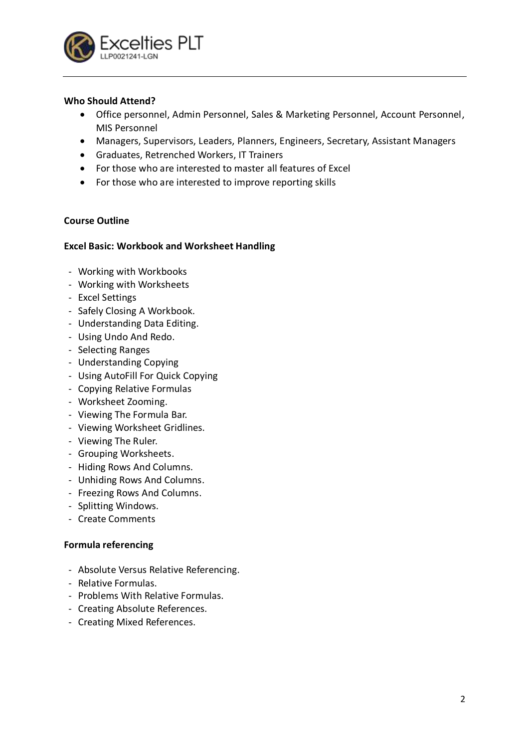**Who Should Attend?**

- Office personnel, Admin Personnel, Sales & Marketing Personnel, Account Personnel, MIS Personnel
- Managers, Supervisors, Leaders, Planners, Engineers, Secretary, Assistant Managers
- Graduates, Retrenched Workers, IT Trainers
- For those who are interested to master all features of Excel
- For those who are interested to improve reporting skills

**Course Outline**

**Excel Basic: Workbook and Worksheet Handling**

- Working with Workbooks
- Working with Worksheets
- Excel Settings
- Safely Closing A Workbook.
- Understanding Data Editing.
- Using Undo And Redo.
- Selecting Ranges
- Understanding Copying
- Using AutoFill For Quick Copying
- Copying Relative Formulas
- Worksheet Zooming.
- Viewing The Formula Bar.
- Viewing Worksheet Gridlines.
- Viewing The Ruler.
- Grouping Worksheets.
- Hiding Rows And Columns.
- Unhiding Rows And Columns.
- Freezing Rows And Columns.
- Splitting Windows.
- Create Comments

**Formula referencing**

- Absolute Versus Relative Referencing.
- Relative Formulas.
- Problems With Relative Formulas.
- Creating Absolute References.
- Creating Mixed References.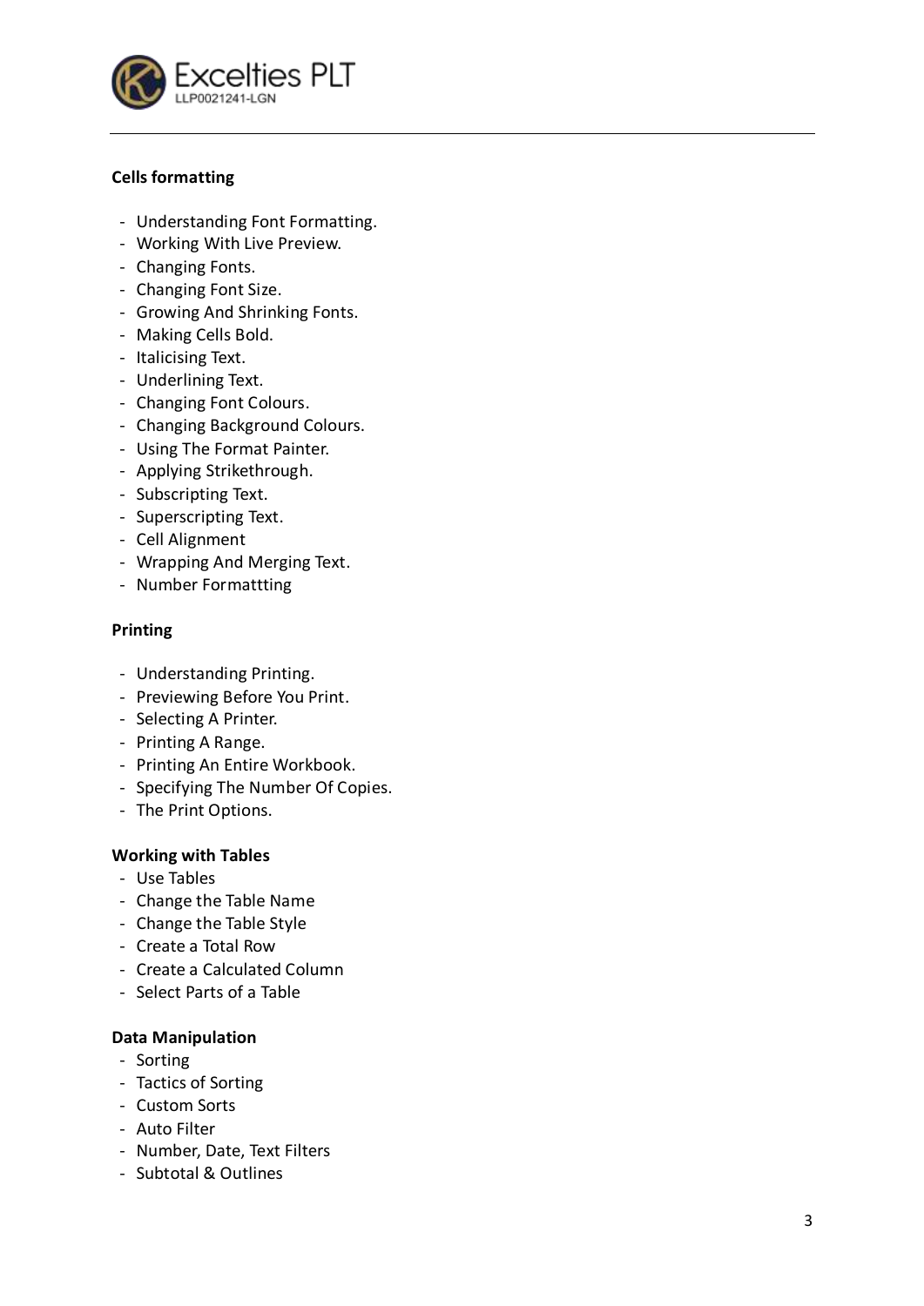**Cells formatting**

- Understanding Font Formatting.
- Working With Live Preview.
- Changing Fonts.
- Changing Font Size.
- Growing And Shrinking Fonts.
- Making Cells Bold.
- Italicising Text.
- Underlining Text.
- Changing Font Colours.
- Changing Background Colours.
- Using The Format Painter.
- Applying Strikethrough.
- Subscripting Text.
- Superscripting Text.
- Cell Alignment
- Wrapping And Merging Text.
- Number Formattting

**Printing**

- Understanding Printing.
- Previewing Before You Print.
- Selecting A Printer.
- Printing A Range.
- Printing An Entire Workbook.
- Specifying The Number Of Copies.
- The Print Options.

**Working with Tables**

- Use Tables
- Change the Table Name
- Change the Table Style
- Create a Total Row
- Create a Calculated Column
- Select Parts of a Table

**Data Manipulation**

- Sorting
- Tactics of Sorting
- Custom Sorts
- Auto Filter
- Number, Date, Text Filters
- Subtotal & Outlines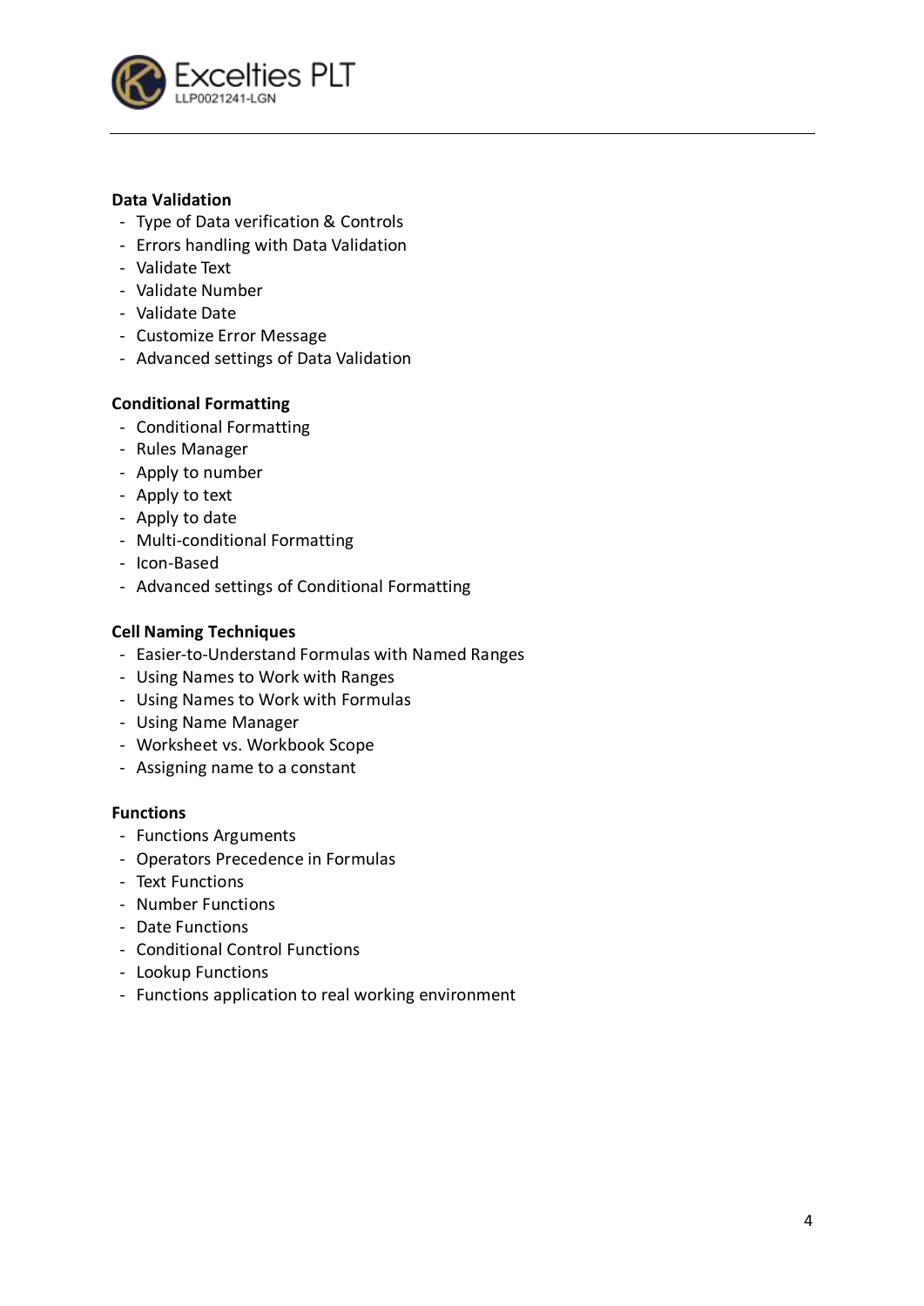**Data Validation**
- Type of Data verification & Controls
- Errors handling with Data Validation
- Validate Text
- Validate Number
- Validate Date
- Customize Error Message
- Advanced settings of Data Validation

**Conditional Formatting**
- Conditional Formatting
- Rules Manager
- Apply to number
- Apply to text
- Apply to date
- Multi-conditional Formatting
- Icon-Based
- Advanced settings of Conditional Formatting

**Cell Naming Techniques**
- Easier-to-Understand Formulas with Named Ranges
- Using Names to Work with Ranges
- Using Names to Work with Formulas
- Using Name Manager
- Worksheet vs. Workbook Scope
- Assigning name to a constant

**Functions**
- Functions Arguments
- Operators Precedence in Formulas
- Text Functions
- Number Functions
- Date Functions
- Conditional Control Functions
- Lookup Functions
- Functions application to real working environment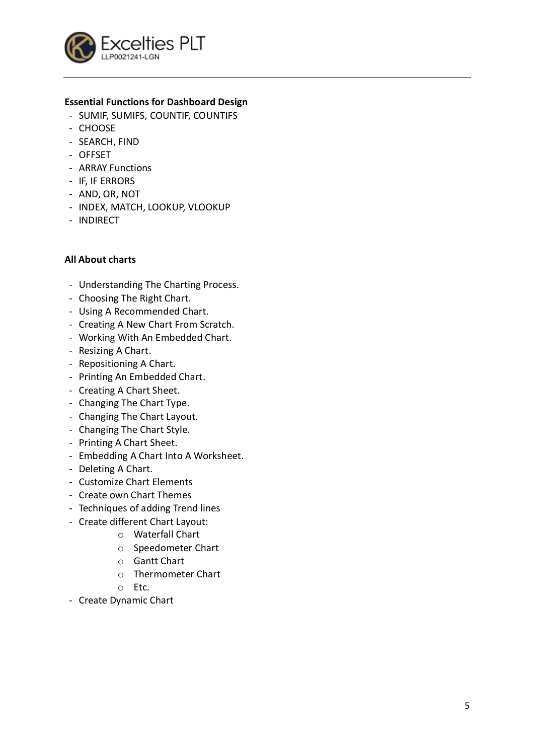**Essential Functions for Dashboard Design**

- SUMIF, SUMIFS, COUNTIF, COUNTIFS
- CHOOSE
- SEARCH, FIND
- OFFSET
- ARRAY Functions
- IF, IF ERRORS
- AND, OR, NOT
- INDEX, MATCH, LOOKUP, VLOOKUP
- INDIRECT

**All About charts**

- Understanding The Charting Process.
- Choosing The Right Chart.
- Using A Recommended Chart.
- Creating A New Chart From Scratch.
- Working With An Embedded Chart.
- Resizing A Chart.
- Repositioning A Chart.
- Printing An Embedded Chart.
- Creating A Chart Sheet.
- Changing The Chart Type.
- Changing The Chart Layout.
- Changing The Chart Style.
- Printing A Chart Sheet.
- Embedding A Chart Into A Worksheet.
- Deleting A Chart.
- Customize Chart Elements
- Create own Chart Themes
- Techniques of adding Trend lines
- Create different Chart Layout:
    - Waterfall Chart
    - Speedometer Chart
    - Gantt Chart
    - Thermometer Chart
    - Etc.
- Create Dynamic Chart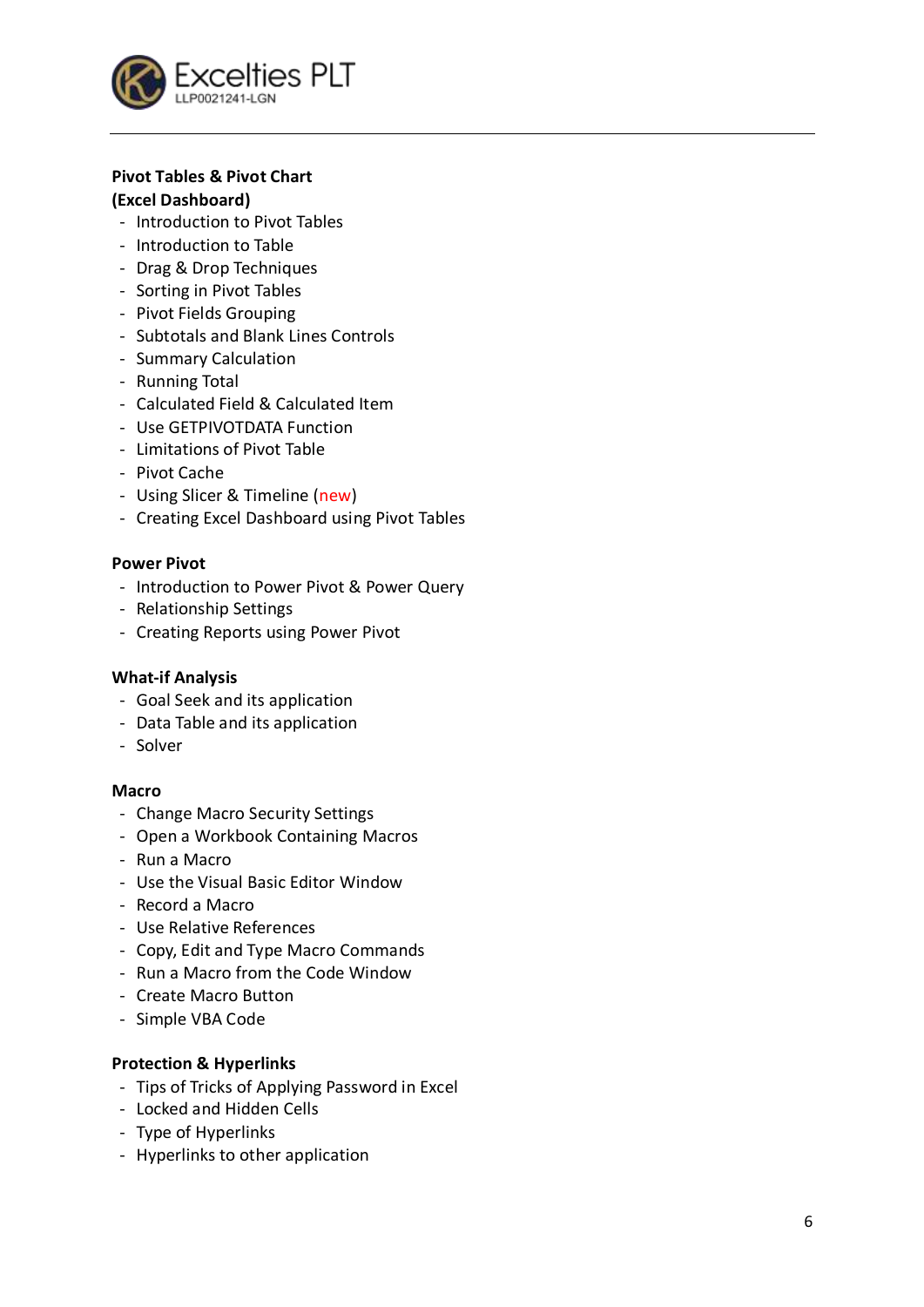Excelties PLT
LLP0021241-LGN

**Pivot Tables & Pivot Chart**
**(Excel Dashboard)**
- Introduction to Pivot Tables
- Introduction to Table
- Drag & Drop Techniques
- Sorting in Pivot Tables
- Pivot Fields Grouping
- Subtotals and Blank Lines Controls
- Summary Calculation
- Running Total
- Calculated Field & Calculated Item
- Use GETPIVOTDATA Function
- Limitations of Pivot Table
- Pivot Cache
- Using Slicer & Timeline (new)
- Creating Excel Dashboard using Pivot Tables

**Power Pivot**
- Introduction to Power Pivot & Power Query
- Relationship Settings
- Creating Reports using Power Pivot

**What-if Analysis**
- Goal Seek and its application
- Data Table and its application
- Solver

**Macro**
- Change Macro Security Settings
- Open a Workbook Containing Macros
- Run a Macro
- Use the Visual Basic Editor Window
- Record a Macro
- Use Relative References
- Copy, Edit and Type Macro Commands
- Run a Macro from the Code Window
- Create Macro Button
- Simple VBA Code

**Protection & Hyperlinks**
- Tips of Tricks of Applying Password in Excel
- Locked and Hidden Cells
- Type of Hyperlinks
- Hyperlinks to other application